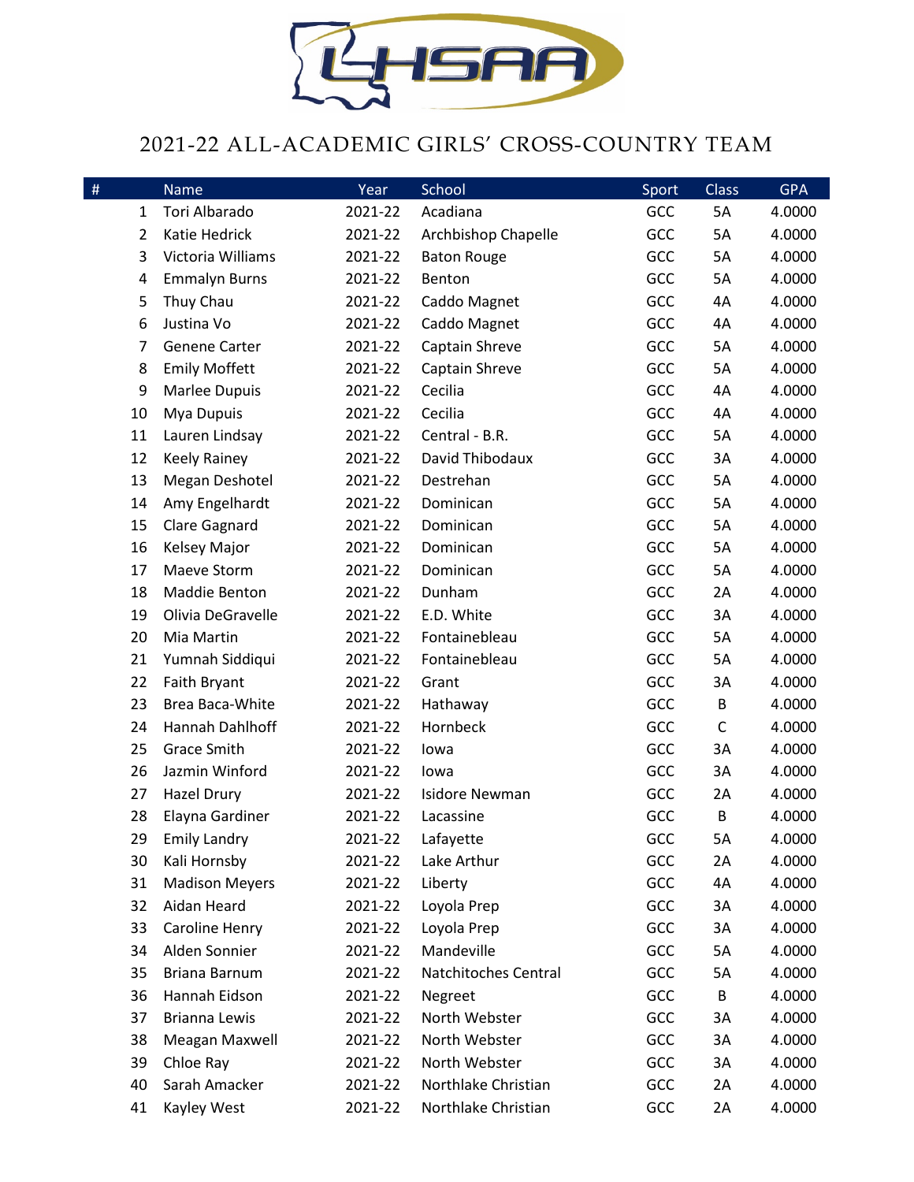LHSAA

# 2021-22 ALL-ACADEMIC GIRLS' CROSS-COUNTRY TEAM

| # | Name | Year | School | Sport | Class | GPA |
|---|---|---|---|---|---|---|
| 1 | Tori Albarado | 2021-22 | Acadiana | GCC | 5A | 4.0000 |
| 2 | Katie Hedrick | 2021-22 | Archbishop Chapelle | GCC | 5A | 4.0000 |
| 3 | Victoria Williams | 2021-22 | Baton Rouge | GCC | 5A | 4.0000 |
| 4 | Emmalyn Burns | 2021-22 | Benton | GCC | 5A | 4.0000 |
| 5 | Thuy Chau | 2021-22 | Caddo Magnet | GCC | 4A | 4.0000 |
| 6 | Justina Vo | 2021-22 | Caddo Magnet | GCC | 4A | 4.0000 |
| 7 | Genene Carter | 2021-22 | Captain Shreve | GCC | 5A | 4.0000 |
| 8 | Emily Moffett | 2021-22 | Captain Shreve | GCC | 5A | 4.0000 |
| 9 | Marlee Dupuis | 2021-22 | Cecilia | GCC | 4A | 4.0000 |
| 10 | Mya Dupuis | 2021-22 | Cecilia | GCC | 4A | 4.0000 |
| 11 | Lauren Lindsay | 2021-22 | Central - B.R. | GCC | 5A | 4.0000 |
| 12 | Keely Rainey | 2021-22 | David Thibodaux | GCC | 3A | 4.0000 |
| 13 | Megan Deshotel | 2021-22 | Destrehan | GCC | 5A | 4.0000 |
| 14 | Amy Engelhardt | 2021-22 | Dominican | GCC | 5A | 4.0000 |
| 15 | Clare Gagnard | 2021-22 | Dominican | GCC | 5A | 4.0000 |
| 16 | Kelsey Major | 2021-22 | Dominican | GCC | 5A | 4.0000 |
| 17 | Maeve Storm | 2021-22 | Dominican | GCC | 5A | 4.0000 |
| 18 | Maddie Benton | 2021-22 | Dunham | GCC | 2A | 4.0000 |
| 19 | Olivia DeGravelle | 2021-22 | E.D. White | GCC | 3A | 4.0000 |
| 20 | Mia Martin | 2021-22 | Fontainebleau | GCC | 5A | 4.0000 |
| 21 | Yumnah Siddiqui | 2021-22 | Fontainebleau | GCC | 5A | 4.0000 |
| 22 | Faith Bryant | 2021-22 | Grant | GCC | 3A | 4.0000 |
| 23 | Brea Baca-White | 2021-22 | Hathaway | GCC | B | 4.0000 |
| 24 | Hannah Dahlhoff | 2021-22 | Hornbeck | GCC | C | 4.0000 |
| 25 | Grace Smith | 2021-22 | Iowa | GCC | 3A | 4.0000 |
| 26 | Jazmin Winford | 2021-22 | Iowa | GCC | 3A | 4.0000 |
| 27 | Hazel Drury | 2021-22 | Isidore Newman | GCC | 2A | 4.0000 |
| 28 | Elayna Gardiner | 2021-22 | Lacassine | GCC | B | 4.0000 |
| 29 | Emily Landry | 2021-22 | Lafayette | GCC | 5A | 4.0000 |
| 30 | Kali Hornsby | 2021-22 | Lake Arthur | GCC | 2A | 4.0000 |
| 31 | Madison Meyers | 2021-22 | Liberty | GCC | 4A | 4.0000 |
| 32 | Aidan Heard | 2021-22 | Loyola Prep | GCC | 3A | 4.0000 |
| 33 | Caroline Henry | 2021-22 | Loyola Prep | GCC | 3A | 4.0000 |
| 34 | Alden Sonnier | 2021-22 | Mandeville | GCC | 5A | 4.0000 |
| 35 | Briana Barnum | 2021-22 | Natchitoches Central | GCC | 5A | 4.0000 |
| 36 | Hannah Eidson | 2021-22 | Negreet | GCC | B | 4.0000 |
| 37 | Brianna Lewis | 2021-22 | North Webster | GCC | 3A | 4.0000 |
| 38 | Meagan Maxwell | 2021-22 | North Webster | GCC | 3A | 4.0000 |
| 39 | Chloe Ray | 2021-22 | North Webster | GCC | 3A | 4.0000 |
| 40 | Sarah Amacker | 2021-22 | Northlake Christian | GCC | 2A | 4.0000 |
| 41 | Kayley West | 2021-22 | Northlake Christian | GCC | 2A | 4.0000 |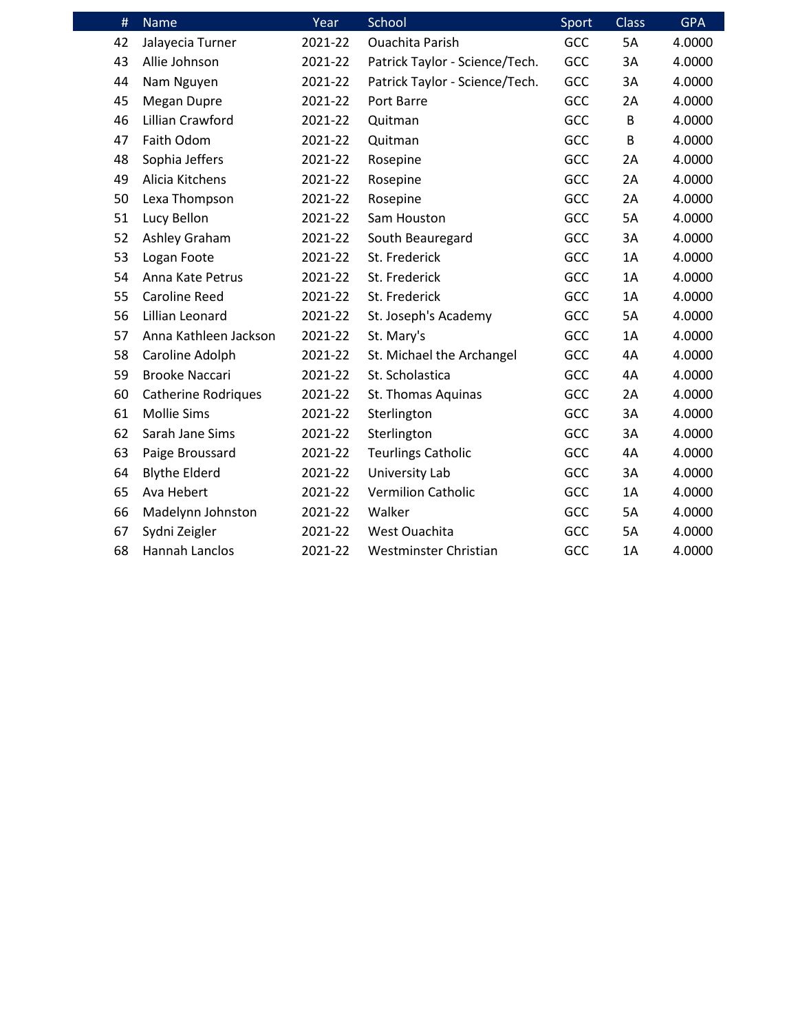| # | Name | Year | School | Sport | Class | GPA |
|---|---|---|---|---|---|---|
| 42 | Jalayecia Turner | 2021-22 | Ouachita Parish | GCC | 5A | 4.0000 |
| 43 | Allie Johnson | 2021-22 | Patrick Taylor - Science/Tech. | GCC | 3A | 4.0000 |
| 44 | Nam Nguyen | 2021-22 | Patrick Taylor - Science/Tech. | GCC | 3A | 4.0000 |
| 45 | Megan Dupre | 2021-22 | Port Barre | GCC | 2A | 4.0000 |
| 46 | Lillian Crawford | 2021-22 | Quitman | GCC | B | 4.0000 |
| 47 | Faith Odom | 2021-22 | Quitman | GCC | B | 4.0000 |
| 48 | Sophia Jeffers | 2021-22 | Rosepine | GCC | 2A | 4.0000 |
| 49 | Alicia Kitchens | 2021-22 | Rosepine | GCC | 2A | 4.0000 |
| 50 | Lexa Thompson | 2021-22 | Rosepine | GCC | 2A | 4.0000 |
| 51 | Lucy Bellon | 2021-22 | Sam Houston | GCC | 5A | 4.0000 |
| 52 | Ashley Graham | 2021-22 | South Beauregard | GCC | 3A | 4.0000 |
| 53 | Logan Foote | 2021-22 | St. Frederick | GCC | 1A | 4.0000 |
| 54 | Anna Kate Petrus | 2021-22 | St. Frederick | GCC | 1A | 4.0000 |
| 55 | Caroline Reed | 2021-22 | St. Frederick | GCC | 1A | 4.0000 |
| 56 | Lillian Leonard | 2021-22 | St. Joseph's Academy | GCC | 5A | 4.0000 |
| 57 | Anna Kathleen Jackson | 2021-22 | St. Mary's | GCC | 1A | 4.0000 |
| 58 | Caroline Adolph | 2021-22 | St. Michael the Archangel | GCC | 4A | 4.0000 |
| 59 | Brooke Naccari | 2021-22 | St. Scholastica | GCC | 4A | 4.0000 |
| 60 | Catherine Rodriques | 2021-22 | St. Thomas Aquinas | GCC | 2A | 4.0000 |
| 61 | Mollie Sims | 2021-22 | Sterlington | GCC | 3A | 4.0000 |
| 62 | Sarah Jane Sims | 2021-22 | Sterlington | GCC | 3A | 4.0000 |
| 63 | Paige Broussard | 2021-22 | Teurlings Catholic | GCC | 4A | 4.0000 |
| 64 | Blythe Elderd | 2021-22 | University Lab | GCC | 3A | 4.0000 |
| 65 | Ava Hebert | 2021-22 | Vermilion Catholic | GCC | 1A | 4.0000 |
| 66 | Madelynn Johnston | 2021-22 | Walker | GCC | 5A | 4.0000 |
| 67 | Sydni Zeigler | 2021-22 | West Ouachita | GCC | 5A | 4.0000 |
| 68 | Hannah Lanclos | 2021-22 | Westminster Christian | GCC | 1A | 4.0000 |